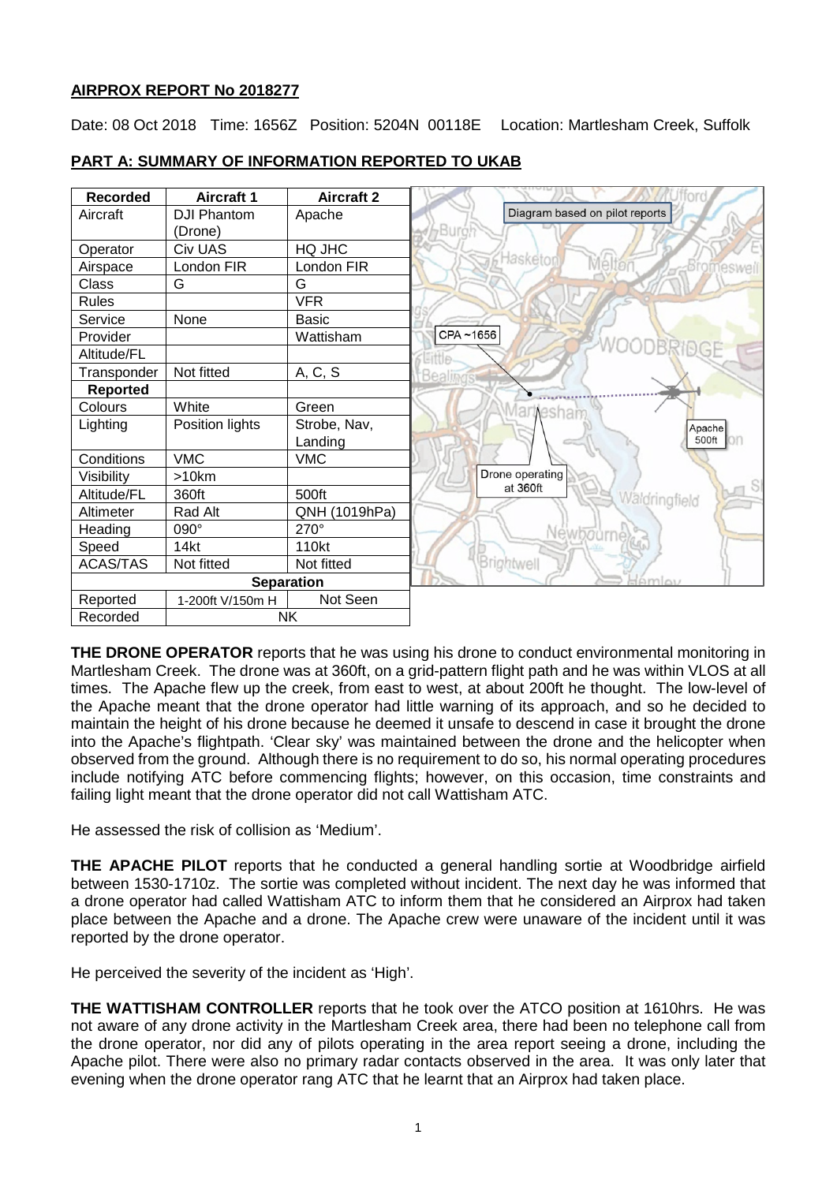**AIRPROX REPORT No 2018277**

Date: 08 Oct 2018 Time: 1656Z Position: 5204N 00118E Location: Martlesham Creek, Suffolk

**PART A: SUMMARY OF INFORMATION REPORTED TO UKAB**

| Recorded | Aircraft 1 | Aircraft 2 |
|---|---|---|
| Aircraft | DJI Phantom (Drone) | Apache |
| Operator | Civ UAS | HQ JHC |
| Airspace | London FIR | London FIR |
| Class | G | G |
| Rules | | VFR |
| Service | None | Basic |
| Provider | | Wattisham |
| Altitude/FL | | |
| Transponder | Not fitted | A, C, S |
| **Reported** | | |
| Colours | White | Green |
| Lighting | Position lights | Strobe, Nav, Landing |
| Conditions | VMC | VMC |
| Visibility | >10km | |
| Altitude/FL | 360ft | 500ft |
| Altimeter | Rad Alt | QNH (1019hPa) |
| Heading | 090° | 270° |
| Speed | 14kt | 110kt |
| ACAS/TAS | Not fitted | Not fitted |
| **Separation** | | |
| Reported | 1-200ft V/150m H | Not Seen |
| Recorded | NK | |

Diagram based on pilot reports

CPA ~1656

Drone operating at 360ft

Apache 500ft

**THE DRONE OPERATOR** reports that he was using his drone to conduct environmental monitoring in Martlesham Creek. The drone was at 360ft, on a grid-pattern flight path and he was within VLOS at all times. The Apache flew up the creek, from east to west, at about 200ft he thought. The low-level of the Apache meant that the drone operator had little warning of its approach, and so he decided to maintain the height of his drone because he deemed it unsafe to descend in case it brought the drone into the Apache's flightpath. 'Clear sky' was maintained between the drone and the helicopter when observed from the ground. Although there is no requirement to do so, his normal operating procedures include notifying ATC before commencing flights; however, on this occasion, time constraints and failing light meant that the drone operator did not call Wattisham ATC.

He assessed the risk of collision as 'Medium'.

**THE APACHE PILOT** reports that he conducted a general handling sortie at Woodbridge airfield between 1530-1710z. The sortie was completed without incident. The next day he was informed that a drone operator had called Wattisham ATC to inform them that he considered an Airprox had taken place between the Apache and a drone. The Apache crew were unaware of the incident until it was reported by the drone operator.

He perceived the severity of the incident as 'High'.

**THE WATTISHAM CONTROLLER** reports that he took over the ATCO position at 1610hrs. He was not aware of any drone activity in the Martlesham Creek area, there had been no telephone call from the drone operator, nor did any of pilots operating in the area report seeing a drone, including the Apache pilot. There were also no primary radar contacts observed in the area. It was only later that evening when the drone operator rang ATC that he learnt that an Airprox had taken place.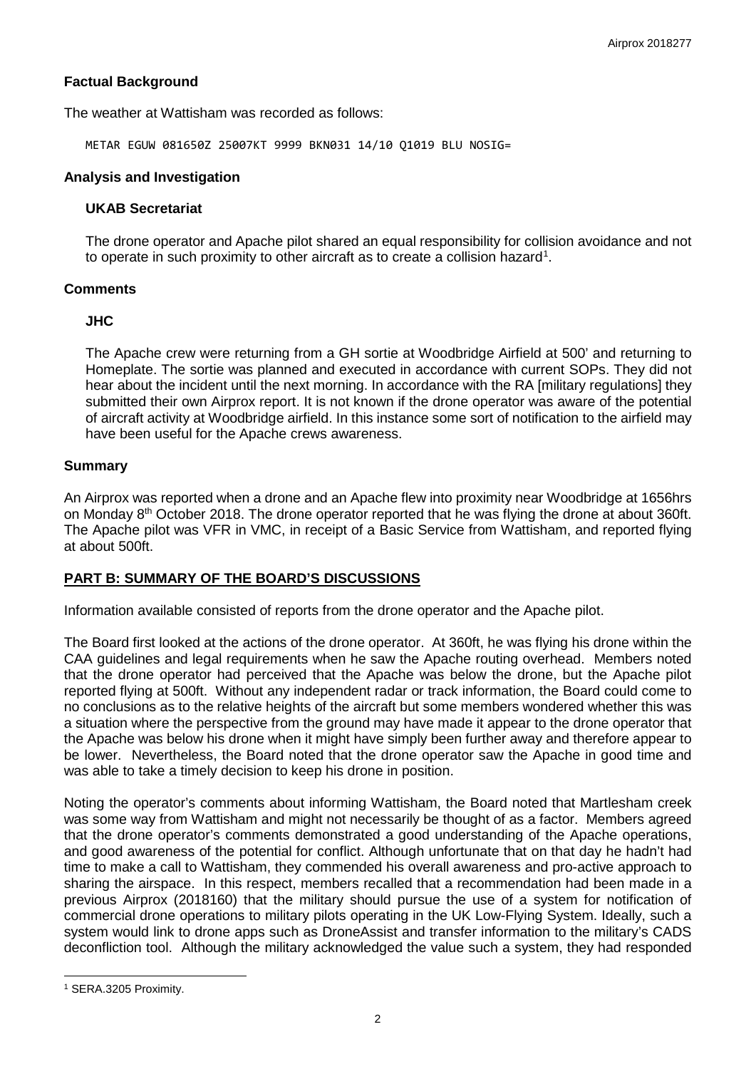## Factual Background

The weather at Wattisham was recorded as follows:

```
METAR EGUW 081650Z 25007KT 9999 BKN031 14/10 Q1019 BLU NOSIG=
```

## Analysis and Investigation

### UKAB Secretariat

The drone operator and Apache pilot shared an equal responsibility for collision avoidance and not to operate in such proximity to other aircraft as to create a collision hazard[1].

## Comments

### JHC

The Apache crew were returning from a GH sortie at Woodbridge Airfield at 500' and returning to Homeplate. The sortie was planned and executed in accordance with current SOPs. They did not hear about the incident until the next morning. In accordance with the RA [military regulations] they submitted their own Airprox report. It is not known if the drone operator was aware of the potential of aircraft activity at Woodbridge airfield. In this instance some sort of notification to the airfield may have been useful for the Apache crews awareness.

## Summary

An Airprox was reported when a drone and an Apache flew into proximity near Woodbridge at 1656hrs on Monday 8th October 2018. The drone operator reported that he was flying the drone at about 360ft. The Apache pilot was VFR in VMC, in receipt of a Basic Service from Wattisham, and reported flying at about 500ft.

## PART B: SUMMARY OF THE BOARD'S DISCUSSIONS

Information available consisted of reports from the drone operator and the Apache pilot.

The Board first looked at the actions of the drone operator. At 360ft, he was flying his drone within the CAA guidelines and legal requirements when he saw the Apache routing overhead. Members noted that the drone operator had perceived that the Apache was below the drone, but the Apache pilot reported flying at 500ft. Without any independent radar or track information, the Board could come to no conclusions as to the relative heights of the aircraft but some members wondered whether this was a situation where the perspective from the ground may have made it appear to the drone operator that the Apache was below his drone when it might have simply been further away and therefore appear to be lower. Nevertheless, the Board noted that the drone operator saw the Apache in good time and was able to take a timely decision to keep his drone in position.

Noting the operator's comments about informing Wattisham, the Board noted that Martlesham creek was some way from Wattisham and might not necessarily be thought of as a factor. Members agreed that the drone operator's comments demonstrated a good understanding of the Apache operations, and good awareness of the potential for conflict. Although unfortunate that on that day he hadn't had time to make a call to Wattisham, they commended his overall awareness and pro-active approach to sharing the airspace. In this respect, members recalled that a recommendation had been made in a previous Airprox (2018160) that the military should pursue the use of a system for notification of commercial drone operations to military pilots operating in the UK Low-Flying System. Ideally, such a system would link to drone apps such as DroneAssist and transfer information to the military's CADS deconfliction tool. Although the military acknowledged the value such a system, they had responded

---

[1] SERA.3205 Proximity.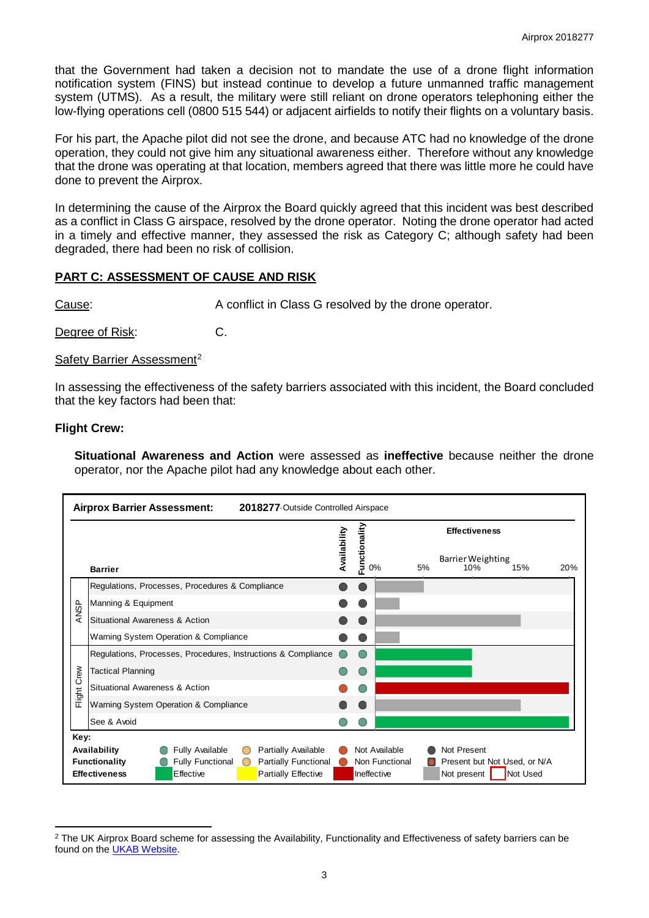that the Government had taken a decision not to mandate the use of a drone flight information notification system (FINS) but instead continue to develop a future unmanned traffic management system (UTMS). As a result, the military were still reliant on drone operators telephoning either the low-flying operations cell (0800 515 544) or adjacent airfields to notify their flights on a voluntary basis.

For his part, the Apache pilot did not see the drone, and because ATC had no knowledge of the drone operation, they could not give him any situational awareness either. Therefore without any knowledge that the drone was operating at that location, members agreed that there was little more he could have done to prevent the Airprox.

In determining the cause of the Airprox the Board quickly agreed that this incident was best described as a conflict in Class G airspace, resolved by the drone operator. Noting the drone operator had acted in a timely and effective manner, they assessed the risk as Category C; although safety had been degraded, there had been no risk of collision.

## PART C: ASSESSMENT OF CAUSE AND RISK

Cause: A conflict in Class G resolved by the drone operator.

Degree of Risk: C.

Safety Barrier Assessment[2]

In assessing the effectiveness of the safety barriers associated with this incident, the Board concluded that the key factors had been that:

**Flight Crew:**

**Situational Awareness and Action** were assessed as **ineffective** because neither the drone operator, nor the Apache pilot had any knowledge about each other.

**Airprox Barrier Assessment:** **2018277** Outside Controlled Airspace

| | Barrier | Availability | Functionality | Effectiveness |
|---|---|---|---|---|
| ANSP | Regulations, Processes, Procedures & Compliance | Not Present | Not Present | Not present |
| | Manning & Equipment | Not Present | Not Present | Not present |
| | Situational Awareness & Action | Not Present | Not Present | Not present |
| | Warning System Operation & Compliance | Not Present | Not Present | Not present |
| Flight Crew | Regulations, Processes, Procedures, Instructions & Compliance | Fully Available | Fully Functional | Effective |
| | Tactical Planning | Fully Available | Fully Functional | Effective |
| | Situational Awareness & Action | Not Available | Fully Functional | Ineffective |
| | Warning System Operation & Compliance | Not Present | Not Present | Not present |
| | See & Avoid | Fully Available | Fully Functional | Effective |

Barrier Weighting: 0% 5% 10% 15% 20%

Key:
Availability: Fully Available, Partially Available, Not Available, Not Present
Functionality: Fully Functional, Partially Functional, Non Functional, Present but Not Used, or N/A
Effectiveness: Effective, Partially Effective, Ineffective, Not present, Not Used

[2] The UK Airprox Board scheme for assessing the Availability, Functionality and Effectiveness of safety barriers can be found on the UKAB Website.